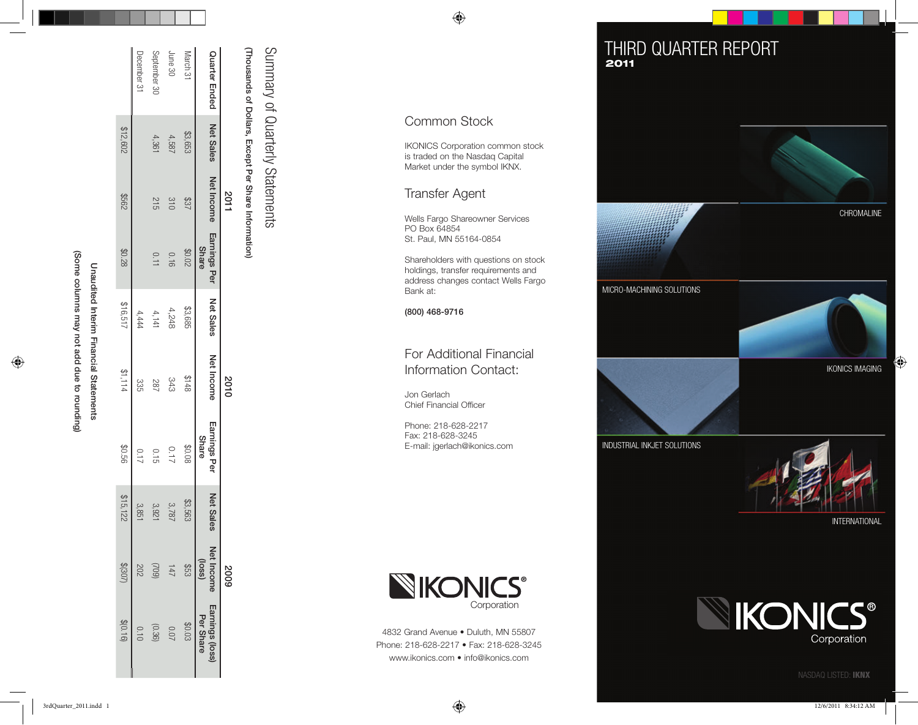# Summary of Quarterly Statements

(Thousands of Dollars, Except Per Share Information)

| Quarter Ended | 2011 | | | 2010 | | | 2009 | | |
|---|---|---|---|---|---|---|---|---|---|
| | Net Sales | Net Income | Earnings Per Share | Net Sales | Net Income | Earnings Per Share | Net Sales | Net Income (loss) | Earnings (loss) Per Share |
| March 31 | $3,653 | $37 | $0.02 | $3,685 | $148 | $0.08 | $3,563 | $53 | $0.03 |
| June 30 | 4,587 | 310 | 0.16 | 4,248 | 343 | 0.17 | 3,787 | 147 | 0.07 |
| September 30 | 4,361 | 215 | 0.11 | 4,141 | 287 | 0.15 | 3,921 | (709) | (0.36) |
| December 31 | | | | 4,444 | 335 | 0.17 | 3,851 | 202 | 0.10 |
| | $12,602 | $562 | $0.28 | $16,517 | $1,114 | $0.56 | $15,122 | $(307) | $(0.16) |

**Unaudited Interim Financial Statements**

**(Some columns may not add due to rounding)**

## Common Stock

IKONICS Corporation common stock is traded on the Nasdaq Capital Market under the symbol IKNX.

## Transfer Agent

Wells Fargo Shareowner Services
PO Box 64854
St. Paul, MN 55164-0854

Shareholders with questions on stock holdings, transfer requirements and address changes contact Wells Fargo Bank at:

**(800) 468-9716**

## For Additional Financial Information Contact:

Jon Gerlach
Chief Financial Officer

Phone: 218-628-2217
Fax: 218-628-3245
E-mail: jgerlach@ikonics.com

IKONICS® Corporation

4832 Grand Avenue • Duluth, MN 55807
Phone: 218-628-2217 • Fax: 218-628-3245
www.ikonics.com • info@ikonics.com

# THIRD QUARTER REPORT
## 2011

CHROMALINE

MICRO-MACHINING SOLUTIONS

IKONICS IMAGING

INDUSTRIAL INKJET SOLUTIONS

INTERNATIONAL

IKONICS® Corporation

NASDAQ LISTED: **IKNX**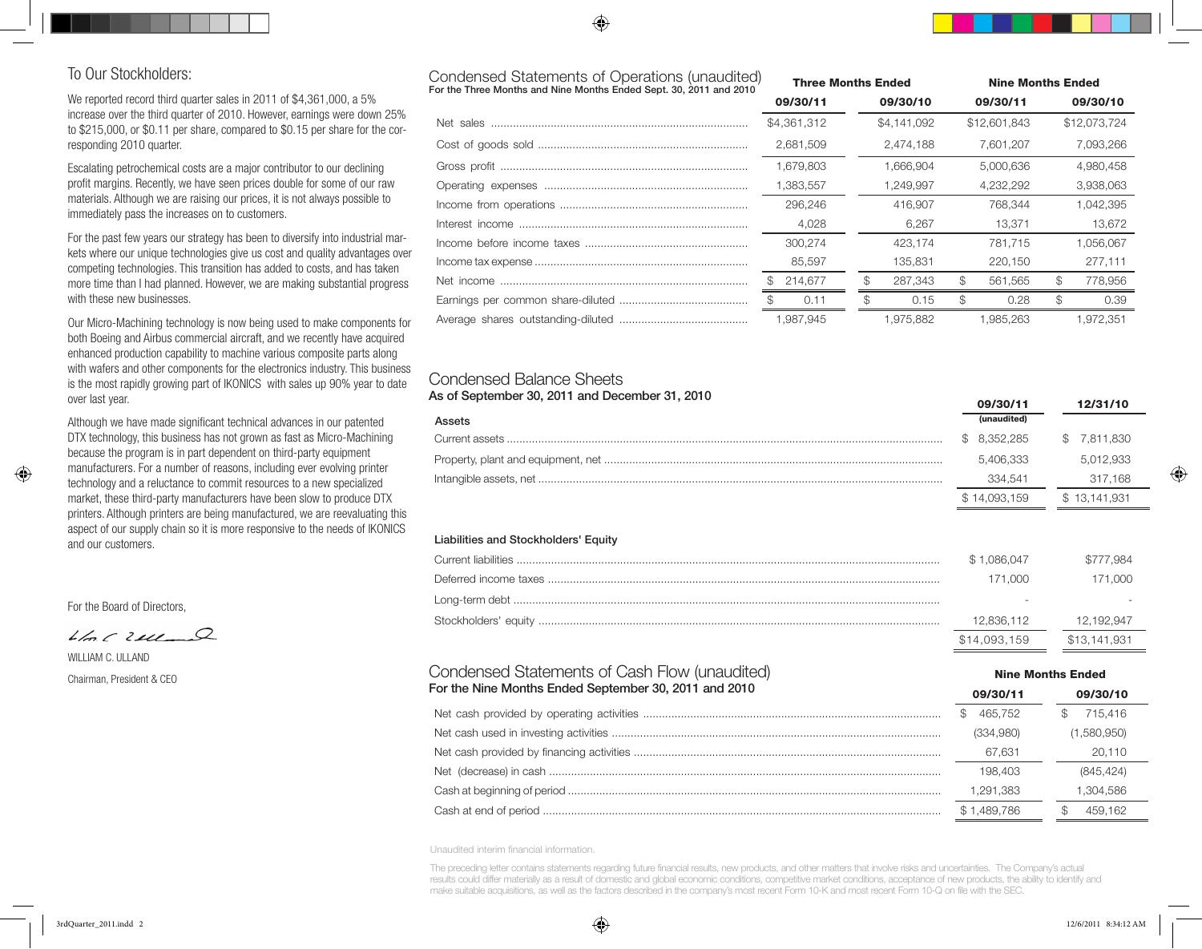## To Our Stockholders:

We reported record third quarter sales in 2011 of $4,361,000, a 5% increase over the third quarter of 2010. However, earnings were down 25% to $215,000, or $0.11 per share, compared to $0.15 per share for the corresponding 2010 quarter.

Escalating petrochemical costs are a major contributor to our declining profit margins. Recently, we have seen prices double for some of our raw materials. Although we are raising our prices, it is not always possible to immediately pass the increases on to customers.

For the past few years our strategy has been to diversify into industrial markets where our unique technologies give us cost and quality advantages over competing technologies. This transition has added to costs, and has taken more time than I had planned. However, we are making substantial progress with these new businesses.

Our Micro-Machining technology is now being used to make components for both Boeing and Airbus commercial aircraft, and we recently have acquired enhanced production capability to machine various composite parts along with wafers and other components for the electronics industry. This business is the most rapidly growing part of IKONICS with sales up 90% year to date over last year.

Although we have made significant technical advances in our patented DTX technology, this business has not grown as fast as Micro-Machining because the program is in part dependent on third-party equipment manufacturers. For a number of reasons, including ever evolving printer technology and a reluctance to commit resources to a new specialized market, these third-party manufacturers have been slow to produce DTX printers. Although printers are being manufactured, we are reevaluating this aspect of our supply chain so it is more responsive to the needs of IKONICS and our customers.

For the Board of Directors,

WILLIAM C. ULLAND

Chairman, President & CEO

## Condensed Statements of Operations (unaudited)

**For the Three Months and Nine Months Ended Sept. 30, 2011 and 2010**

| | Three Months Ended | | Nine Months Ended | |
|---|---|---|---|---|
| | 09/30/11 | 09/30/10 | 09/30/11 | 09/30/10 |
| Net sales | $4,361,312 | $4,141,092 | $12,601,843 | $12,073,724 |
| Cost of goods sold | 2,681,509 | 2,474,188 | 7,601,207 | 7,093,266 |
| Gross profit | 1,679,803 | 1,666,904 | 5,000,636 | 4,980,458 |
| Operating expenses | 1,383,557 | 1,249,997 | 4,232,292 | 3,938,063 |
| Income from operations | 296,246 | 416,907 | 768,344 | 1,042,395 |
| Interest income | 4,028 | 6,267 | 13,371 | 13,672 |
| Income before income taxes | 300,274 | 423,174 | 781,715 | 1,056,067 |
| Income tax expense | 85,597 | 135,831 | 220,150 | 277,111 |
| Net income | $ 214,677 | $ 287,343 | $ 561,565 | $ 778,956 |
| Earnings per common share-diluted | $ 0.11 | $ 0.15 | $ 0.28 | $ 0.39 |
| Average shares outstanding-diluted | 1,987,945 | 1,975,882 | 1,985,263 | 1,972,351 |

## Condensed Balance Sheets

**As of September 30, 2011 and December 31, 2010**

| | 09/30/11 (unaudited) | 12/31/10 |
|---|---|---|
| **Assets** | | |
| Current assets | $ 8,352,285 | $ 7,811,830 |
| Property, plant and equipment, net | 5,406,333 | 5,012,933 |
| Intangible assets, net | 334,541 | 317,168 |
| | $ 14,093,159 | $ 13,141,931 |
| **Liabilities and Stockholders' Equity** | | |
| Current liabilities | $ 1,086,047 | $777,984 |
| Deferred income taxes | 171,000 | 171,000 |
| Long-term debt | - | - |
| Stockholders' equity | 12,836,112 | 12,192,947 |
| | $14,093,159 | $13,141,931 |

## Condensed Statements of Cash Flow (unaudited)

**For the Nine Months Ended September 30, 2011 and 2010**

| | Nine Months Ended | |
|---|---|---|
| | 09/30/11 | 09/30/10 |
| Net cash provided by operating activities | $ 465,752 | $ 715,416 |
| Net cash used in investing activities | (334,980) | (1,580,950) |
| Net cash provided by financing activities | 67,631 | 20,110 |
| Net (decrease) in cash | 198,403 | (845,424) |
| Cash at beginning of period | 1,291,383 | 1,304,586 |
| Cash at end of period | $ 1,489,786 | $ 459,162 |

Unaudited interim financial information.

The preceding letter contains statements regarding future financial results, new products, and other matters that involve risks and uncertainties. The Company's actual results could differ materially as a result of domestic and global economic conditions, competitive market conditions, acceptance of new products, the ability to identify and make suitable acquisitions, as well as the factors described in the company's most recent Form 10-K and most recent Form 10-Q on file with the SEC.